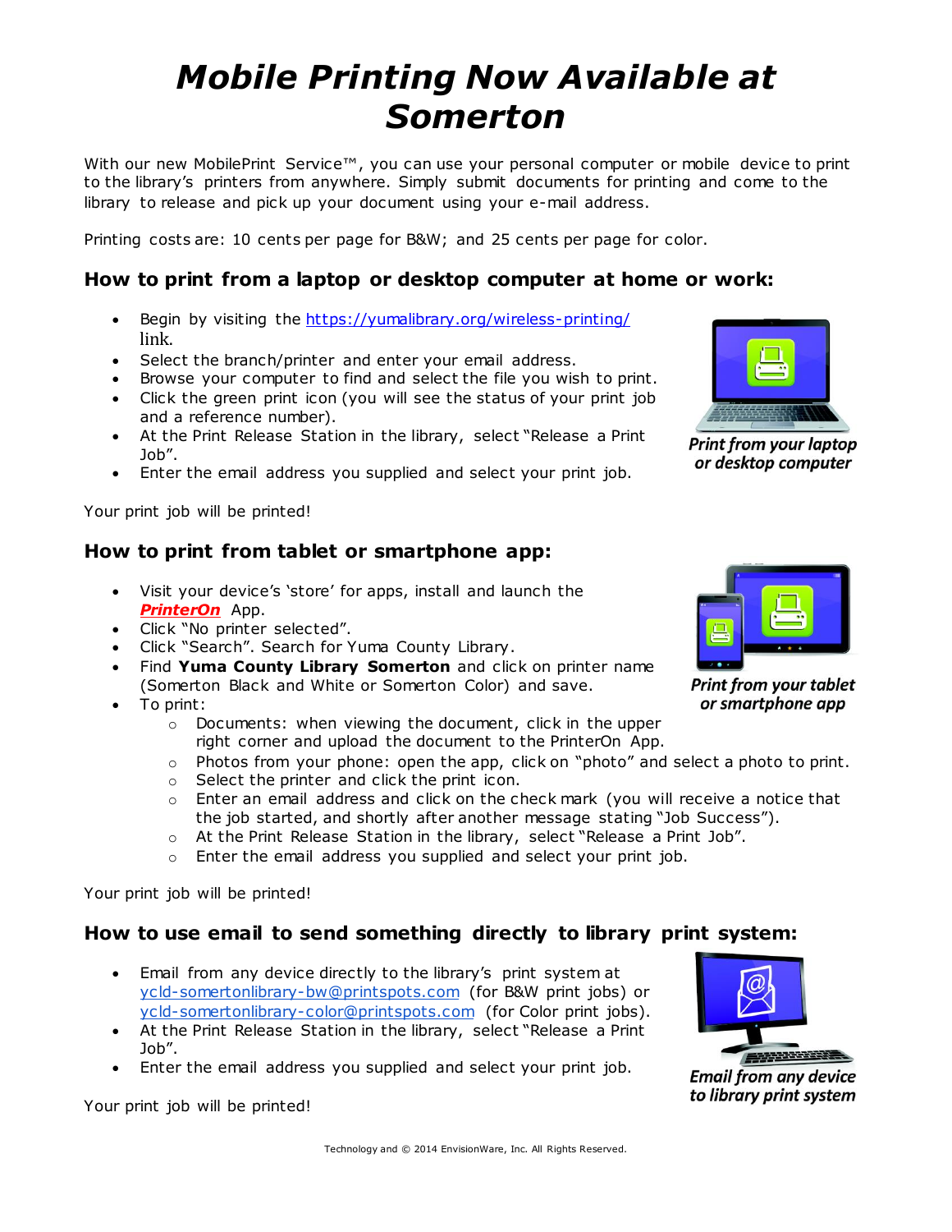# *Mobile Printing Now Available at Somerton*

With our new MobilePrint Service™, you can use your personal computer or mobile device to print to the library's printers from anywhere. Simply submit documents for printing and come to the library to release and pick up your document using your e-mail address.

Printing costs are: 10 cents per page for B&W; and 25 cents per page for color.

## How to print from a laptop or desktop computer at home or work:

- Begin by visiting the https://yumalibrary.org/wireless-printing/ link.
- Select the branch/printer and enter your email address.
- Browse your computer to find and select the file you wish to print.
- Click the green print icon (you will see the status of your print job and a reference number).
- At the Print Release Station in the library, select "Release a Print Job".
- Enter the email address you supplied and select your print job.

*Print from your laptop or desktop computer*

Your print job will be printed!

## How to print from tablet or smartphone app:

- Visit your device's 'store' for apps, install and launch the ***PrinterOn*** App.
- Click "No printer selected".
- Click "Search". Search for Yuma County Library.
- Find **Yuma County Library Somerton** and click on printer name (Somerton Black and White or Somerton Color) and save.
- To print:
    - Documents: when viewing the document, click in the upper right corner and upload the document to the PrinterOn App.
    - Photos from your phone: open the app, click on "photo" and select a photo to print.
    - Select the printer and click the print icon.
    - Enter an email address and click on the check mark (you will receive a notice that the job started, and shortly after another message stating "Job Success").
    - At the Print Release Station in the library, select "Release a Print Job".
    - Enter the email address you supplied and select your print job.

*Print from your tablet or smartphone app*

Your print job will be printed!

## How to use email to send something directly to library print system:

- Email from any device directly to the library's print system at ycld-somertonlibrary-bw@printspots.com (for B&W print jobs) or ycld-somertonlibrary-color@printspots.com (for Color print jobs).
- At the Print Release Station in the library, select "Release a Print Job".
- Enter the email address you supplied and select your print job.

*Email from any device to library print system*

Your print job will be printed!

Technology and © 2014 EnvisionWare, Inc. All Rights Reserved.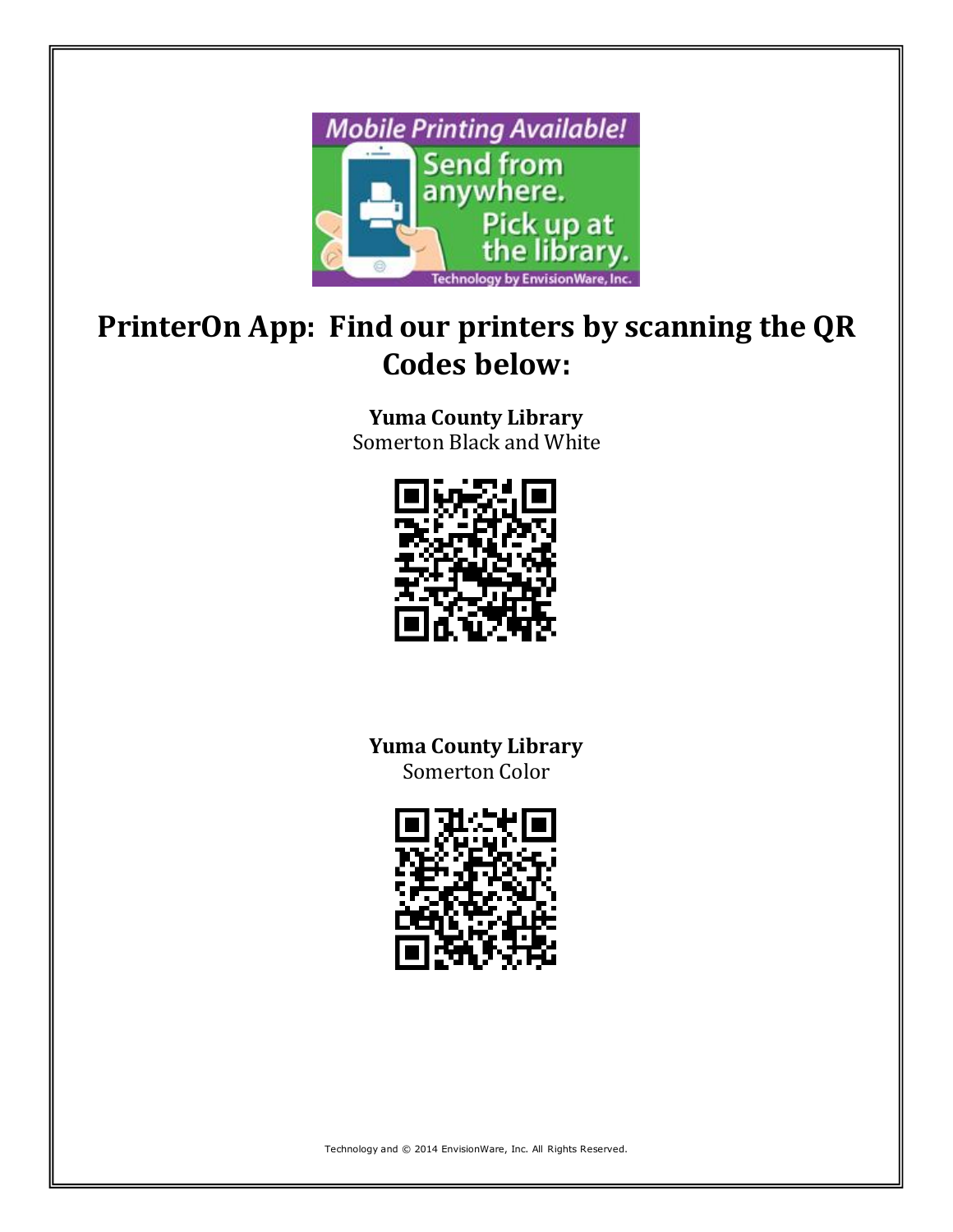Mobile Printing Available!

Send from anywhere.

Pick up at the library.

Technology by EnvisionWare, Inc.

# PrinterOn App: Find our printers by scanning the QR Codes below:

**Yuma County Library**
Somerton Black and White

**Yuma County Library**
Somerton Color

Technology and © 2014 EnvisionWare, Inc. All Rights Reserved.